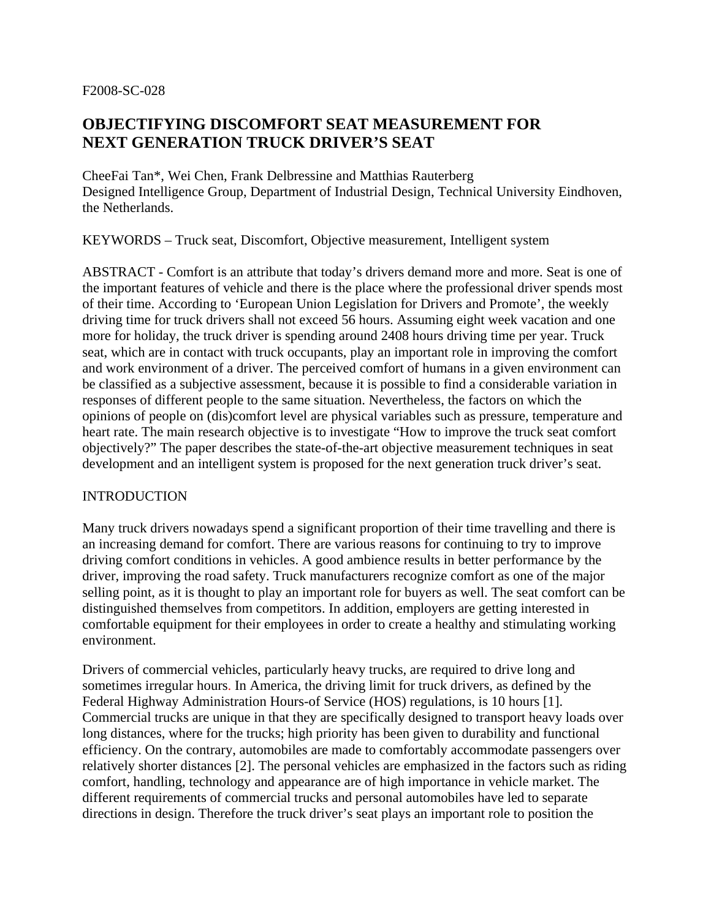F2008-SC-028

# OBJECTIFYING DISCOMFORT SEAT MEASUREMENT FOR NEXT GENERATION TRUCK DRIVER'S SEAT

CheeFai Tan*, Wei Chen, Frank Delbressine and Matthias Rauterberg
Designed Intelligence Group, Department of Industrial Design, Technical University Eindhoven, the Netherlands.

KEYWORDS – Truck seat, Discomfort, Objective measurement, Intelligent system

ABSTRACT - Comfort is an attribute that today's drivers demand more and more. Seat is one of the important features of vehicle and there is the place where the professional driver spends most of their time. According to 'European Union Legislation for Drivers and Promote', the weekly driving time for truck drivers shall not exceed 56 hours. Assuming eight week vacation and one more for holiday, the truck driver is spending around 2408 hours driving time per year. Truck seat, which are in contact with truck occupants, play an important role in improving the comfort and work environment of a driver. The perceived comfort of humans in a given environment can be classified as a subjective assessment, because it is possible to find a considerable variation in responses of different people to the same situation. Nevertheless, the factors on which the opinions of people on (dis)comfort level are physical variables such as pressure, temperature and heart rate. The main research objective is to investigate "How to improve the truck seat comfort objectively?" The paper describes the state-of-the-art objective measurement techniques in seat development and an intelligent system is proposed for the next generation truck driver's seat.

## INTRODUCTION

Many truck drivers nowadays spend a significant proportion of their time travelling and there is an increasing demand for comfort. There are various reasons for continuing to try to improve driving comfort conditions in vehicles. A good ambience results in better performance by the driver, improving the road safety. Truck manufacturers recognize comfort as one of the major selling point, as it is thought to play an important role for buyers as well. The seat comfort can be distinguished themselves from competitors. In addition, employers are getting interested in comfortable equipment for their employees in order to create a healthy and stimulating working environment.

Drivers of commercial vehicles, particularly heavy trucks, are required to drive long and sometimes irregular hours. In America, the driving limit for truck drivers, as defined by the Federal Highway Administration Hours-of Service (HOS) regulations, is 10 hours [1]. Commercial trucks are unique in that they are specifically designed to transport heavy loads over long distances, where for the trucks; high priority has been given to durability and functional efficiency. On the contrary, automobiles are made to comfortably accommodate passengers over relatively shorter distances [2]. The personal vehicles are emphasized in the factors such as riding comfort, handling, technology and appearance are of high importance in vehicle market. The different requirements of commercial trucks and personal automobiles have led to separate directions in design. Therefore the truck driver's seat plays an important role to position the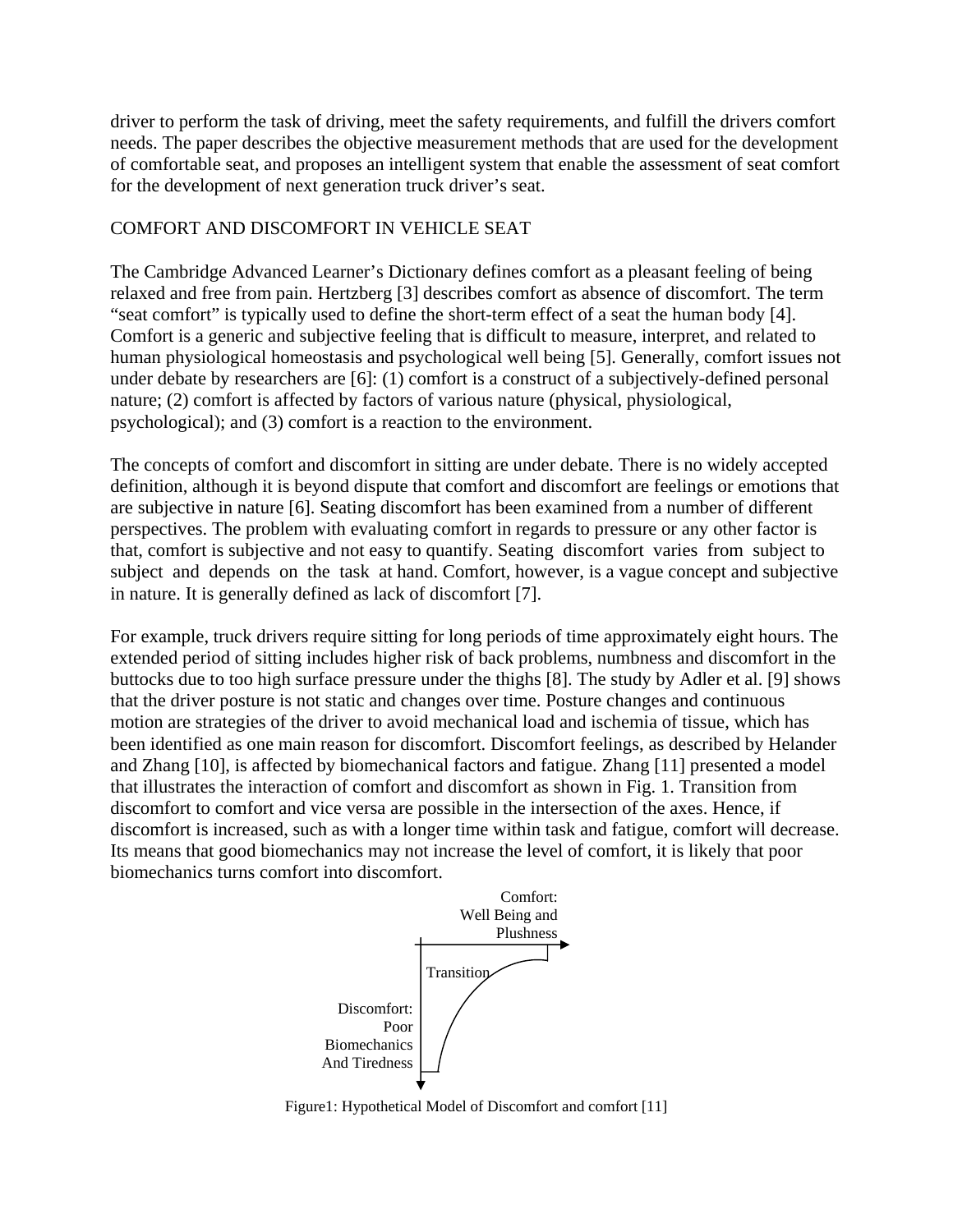driver to perform the task of driving, meet the safety requirements, and fulfill the drivers comfort needs. The paper describes the objective measurement methods that are used for the development of comfortable seat, and proposes an intelligent system that enable the assessment of seat comfort for the development of next generation truck driver's seat.

## COMFORT AND DISCOMFORT IN VEHICLE SEAT

The Cambridge Advanced Learner's Dictionary defines comfort as a pleasant feeling of being relaxed and free from pain. Hertzberg [3] describes comfort as absence of discomfort. The term "seat comfort" is typically used to define the short-term effect of a seat the human body [4]. Comfort is a generic and subjective feeling that is difficult to measure, interpret, and related to human physiological homeostasis and psychological well being [5]. Generally, comfort issues not under debate by researchers are [6]: (1) comfort is a construct of a subjectively-defined personal nature; (2) comfort is affected by factors of various nature (physical, physiological, psychological); and (3) comfort is a reaction to the environment.

The concepts of comfort and discomfort in sitting are under debate. There is no widely accepted definition, although it is beyond dispute that comfort and discomfort are feelings or emotions that are subjective in nature [6]. Seating discomfort has been examined from a number of different perspectives. The problem with evaluating comfort in regards to pressure or any other factor is that, comfort is subjective and not easy to quantify. Seating discomfort varies from subject to subject and depends on the task at hand. Comfort, however, is a vague concept and subjective in nature. It is generally defined as lack of discomfort [7].

For example, truck drivers require sitting for long periods of time approximately eight hours. The extended period of sitting includes higher risk of back problems, numbness and discomfort in the buttocks due to too high surface pressure under the thighs [8]. The study by Adler et al. [9] shows that the driver posture is not static and changes over time. Posture changes and continuous motion are strategies of the driver to avoid mechanical load and ischemia of tissue, which has been identified as one main reason for discomfort. Discomfort feelings, as described by Helander and Zhang [10], is affected by biomechanical factors and fatigue. Zhang [11] presented a model that illustrates the interaction of comfort and discomfort as shown in Fig. 1. Transition from discomfort to comfort and vice versa are possible in the intersection of the axes. Hence, if discomfort is increased, such as with a longer time within task and fatigue, comfort will decrease. Its means that good biomechanics may not increase the level of comfort, it is likely that poor biomechanics turns comfort into discomfort.

Comfort: Well Being and Plushness

Transition

Discomfort: Poor Biomechanics And Tiredness

Figure1: Hypothetical Model of Discomfort and comfort [11]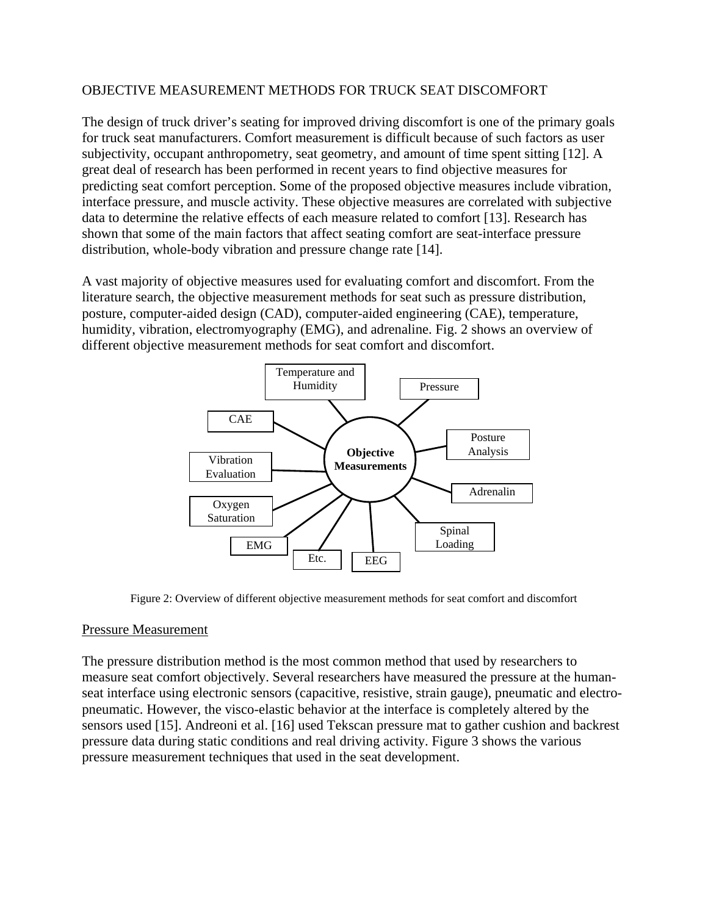OBJECTIVE MEASUREMENT METHODS FOR TRUCK SEAT DISCOMFORT

The design of truck driver's seating for improved driving discomfort is one of the primary goals for truck seat manufacturers. Comfort measurement is difficult because of such factors as user subjectivity, occupant anthropometry, seat geometry, and amount of time spent sitting [12]. A great deal of research has been performed in recent years to find objective measures for predicting seat comfort perception. Some of the proposed objective measures include vibration, interface pressure, and muscle activity. These objective measures are correlated with subjective data to determine the relative effects of each measure related to comfort [13]. Research has shown that some of the main factors that affect seating comfort are seat-interface pressure distribution, whole-body vibration and pressure change rate [14].

A vast majority of objective measures used for evaluating comfort and discomfort. From the literature search, the objective measurement methods for seat such as pressure distribution, posture, computer-aided design (CAD), computer-aided engineering (CAE), temperature, humidity, vibration, electromyography (EMG), and adrenaline. Fig. 2 shows an overview of different objective measurement methods for seat comfort and discomfort.

Objective Measurements: Temperature and Humidity; Pressure; Posture Analysis; Adrenalin; Spinal Loading; EEG; Etc.; EMG; Oxygen Saturation; Vibration Evaluation; CAE

Figure 2: Overview of different objective measurement methods for seat comfort and discomfort

## Pressure Measurement

The pressure distribution method is the most common method that used by researchers to measure seat comfort objectively. Several researchers have measured the pressure at the human-seat interface using electronic sensors (capacitive, resistive, strain gauge), pneumatic and electro-pneumatic. However, the visco-elastic behavior at the interface is completely altered by the sensors used [15]. Andreoni et al. [16] used Tekscan pressure mat to gather cushion and backrest pressure data during static conditions and real driving activity. Figure 3 shows the various pressure measurement techniques that used in the seat development.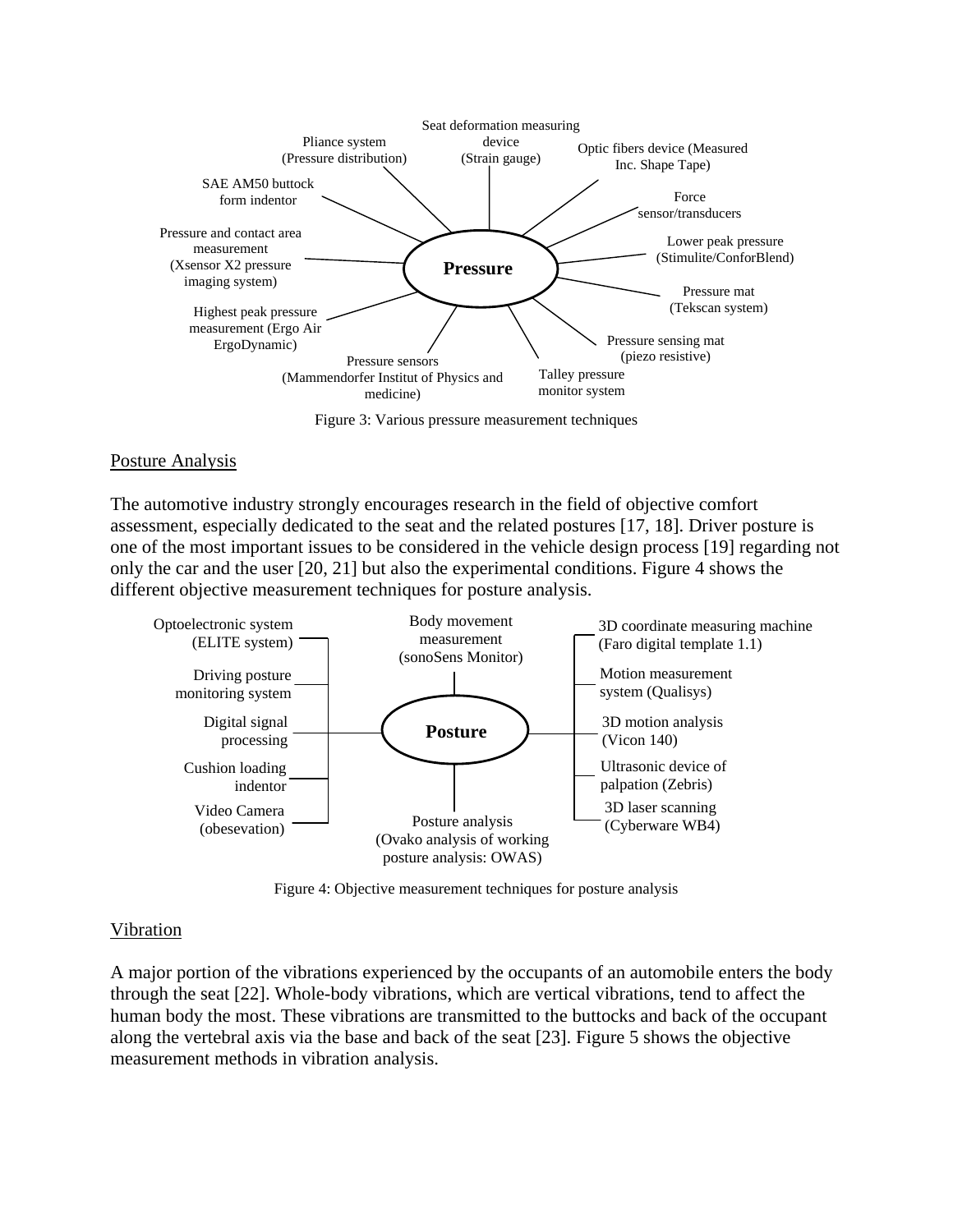Seat deformation measuring device (Strain gauge)

Pliance system (Pressure distribution)

Optic fibers device (Measured Inc. Shape Tape)

SAE AM50 buttock form indentor

Force sensor/transducers

Pressure and contact area measurement (Xsensor X2 pressure imaging system)

**Pressure**

Lower peak pressure (Stimulite/ConforBlend)

Pressure mat (Tekscan system)

Highest peak pressure measurement (Ergo Air ErgoDynamic)

Pressure sensing mat (piezo resistive)

Pressure sensors (Mammendorfer Institut of Physics and medicine)

Talley pressure monitor system

Figure 3: Various pressure measurement techniques

## Posture Analysis

The automotive industry strongly encourages research in the field of objective comfort assessment, especially dedicated to the seat and the related postures [17, 18]. Driver posture is one of the most important issues to be considered in the vehicle design process [19] regarding not only the car and the user [20, 21] but also the experimental conditions. Figure 4 shows the different objective measurement techniques for posture analysis.

Optoelectronic system (ELITE system)

Driving posture monitoring system

Digital signal processing

Cushion loading indentor

Video Camera (obesevation)

Body movement measurement (sonoSens Monitor)

**Posture**

Posture analysis (Ovako analysis of working posture analysis: OWAS)

3D coordinate measuring machine (Faro digital template 1.1)

Motion measurement system (Qualisys)

3D motion analysis (Vicon 140)

Ultrasonic device of palpation (Zebris)

3D laser scanning (Cyberware WB4)

Figure 4: Objective measurement techniques for posture analysis

## Vibration

A major portion of the vibrations experienced by the occupants of an automobile enters the body through the seat [22]. Whole-body vibrations, which are vertical vibrations, tend to affect the human body the most. These vibrations are transmitted to the buttocks and back of the occupant along the vertebral axis via the base and back of the seat [23]. Figure 5 shows the objective measurement methods in vibration analysis.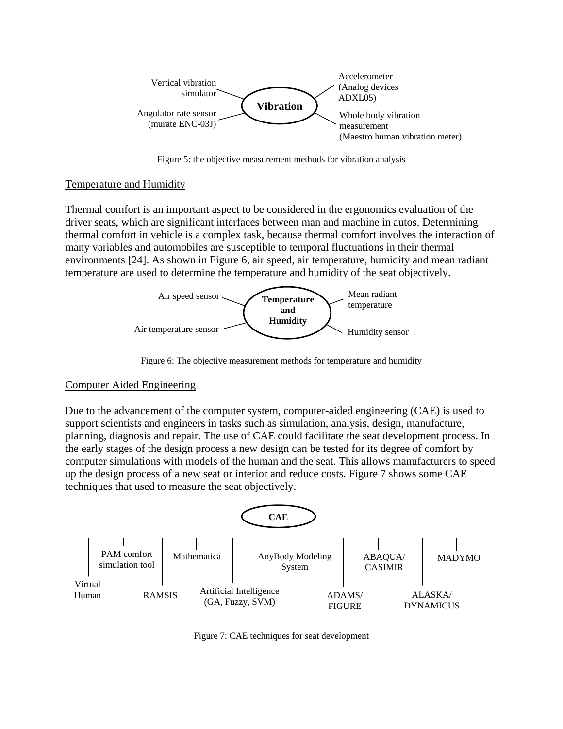Vertical vibration simulator

Angulator rate sensor (murate ENC-03J)

**Vibration**

Accelerometer (Analog devices ADXL05)

Whole body vibration measurement (Maestro human vibration meter)

Figure 5: the objective measurement methods for vibration analysis

## Temperature and Humidity

Thermal comfort is an important aspect to be considered in the ergonomics evaluation of the driver seats, which are significant interfaces between man and machine in autos. Determining thermal comfort in vehicle is a complex task, because thermal comfort involves the interaction of many variables and automobiles are susceptible to temporal fluctuations in their thermal environments [24]. As shown in Figure 6, air speed, air temperature, humidity and mean radiant temperature are used to determine the temperature and humidity of the seat objectively.

Air speed sensor

Air temperature sensor

**Temperature and Humidity**

Mean radiant temperature

Humidity sensor

Figure 6: The objective measurement methods for temperature and humidity

## Computer Aided Engineering

Due to the advancement of the computer system, computer-aided engineering (CAE) is used to support scientists and engineers in tasks such as simulation, analysis, design, manufacture, planning, diagnosis and repair. The use of CAE could facilitate the seat development process. In the early stages of the design process a new design can be tested for its degree of comfort by computer simulations with models of the human and the seat. This allows manufacturers to speed up the design process of a new seat or interior and reduce costs. Figure 7 shows some CAE techniques that used to measure the seat objectively.

**CAE**

Virtual Human

PAM comfort simulation tool

RAMSIS

Mathematica

Artificial Intelligence (GA, Fuzzy, SVM)

AnyBody Modeling System

ADAMS/ FIGURE

ABAQUA/ CASIMIR

ALASKA/ DYNAMICUS

MADYMO

Figure 7: CAE techniques for seat development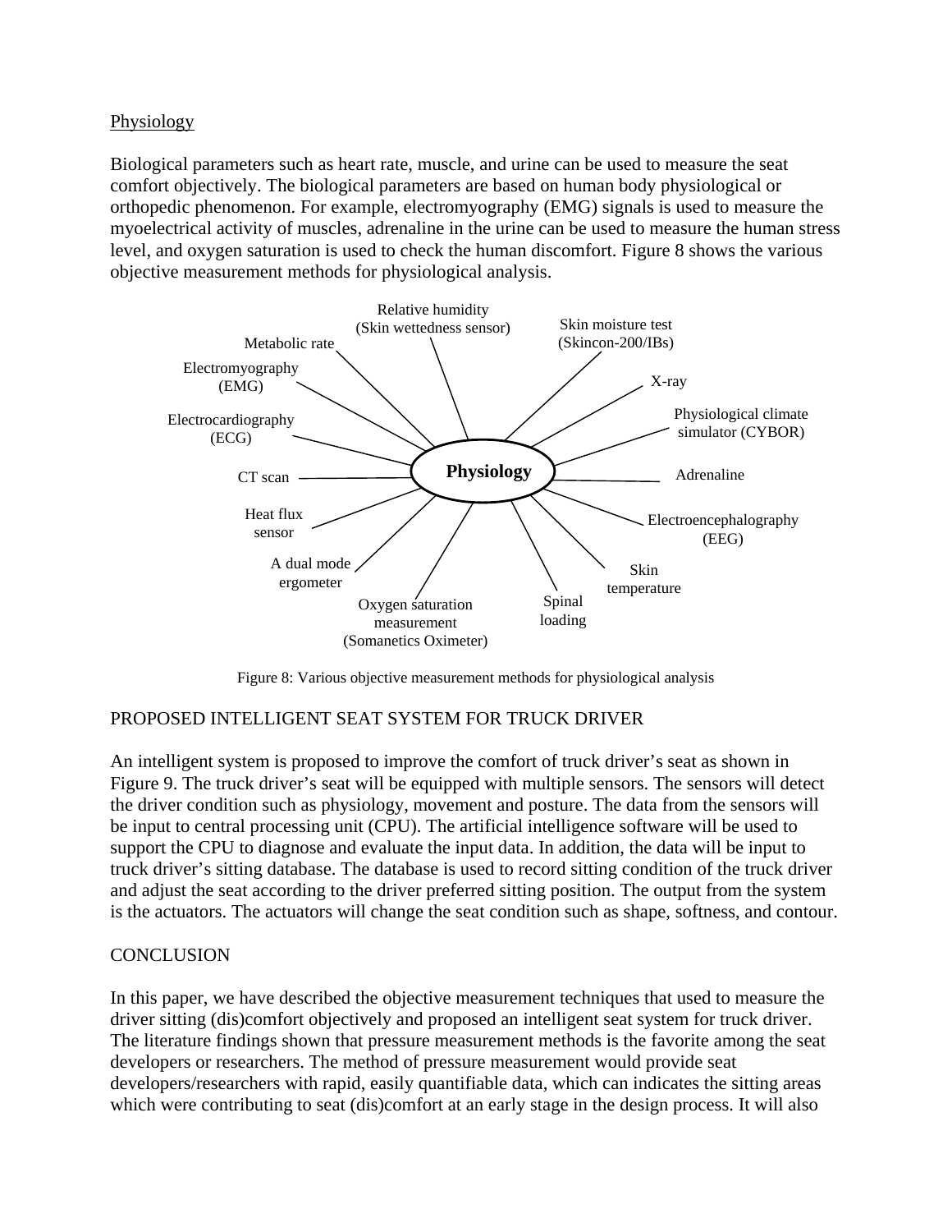## Physiology

Biological parameters such as heart rate, muscle, and urine can be used to measure the seat comfort objectively. The biological parameters are based on human body physiological or orthopedic phenomenon. For example, electromyography (EMG) signals is used to measure the myoelectrical activity of muscles, adrenaline in the urine can be used to measure the human stress level, and oxygen saturation is used to check the human discomfort. Figure 8 shows the various objective measurement methods for physiological analysis.

Physiology

Relative humidity (Skin wettedness sensor)

Skin moisture test (Skincon-200/IBs)

Metabolic rate

Electromyography (EMG)

X-ray

Physiological climate simulator (CYBOR)

Electrocardiography (ECG)

CT scan

Adrenaline

Heat flux sensor

Electroencephalography (EEG)

A dual mode ergometer

Skin temperature

Oxygen saturation measurement (Somanetics Oximeter)

Spinal loading

Figure 8: Various objective measurement methods for physiological analysis

## PROPOSED INTELLIGENT SEAT SYSTEM FOR TRUCK DRIVER

An intelligent system is proposed to improve the comfort of truck driver's seat as shown in Figure 9. The truck driver's seat will be equipped with multiple sensors. The sensors will detect the driver condition such as physiology, movement and posture. The data from the sensors will be input to central processing unit (CPU). The artificial intelligence software will be used to support the CPU to diagnose and evaluate the input data. In addition, the data will be input to truck driver's sitting database. The database is used to record sitting condition of the truck driver and adjust the seat according to the driver preferred sitting position. The output from the system is the actuators. The actuators will change the seat condition such as shape, softness, and contour.

## CONCLUSION

In this paper, we have described the objective measurement techniques that used to measure the driver sitting (dis)comfort objectively and proposed an intelligent seat system for truck driver. The literature findings shown that pressure measurement methods is the favorite among the seat developers or researchers. The method of pressure measurement would provide seat developers/researchers with rapid, easily quantifiable data, which can indicates the sitting areas which were contributing to seat (dis)comfort at an early stage in the design process. It will also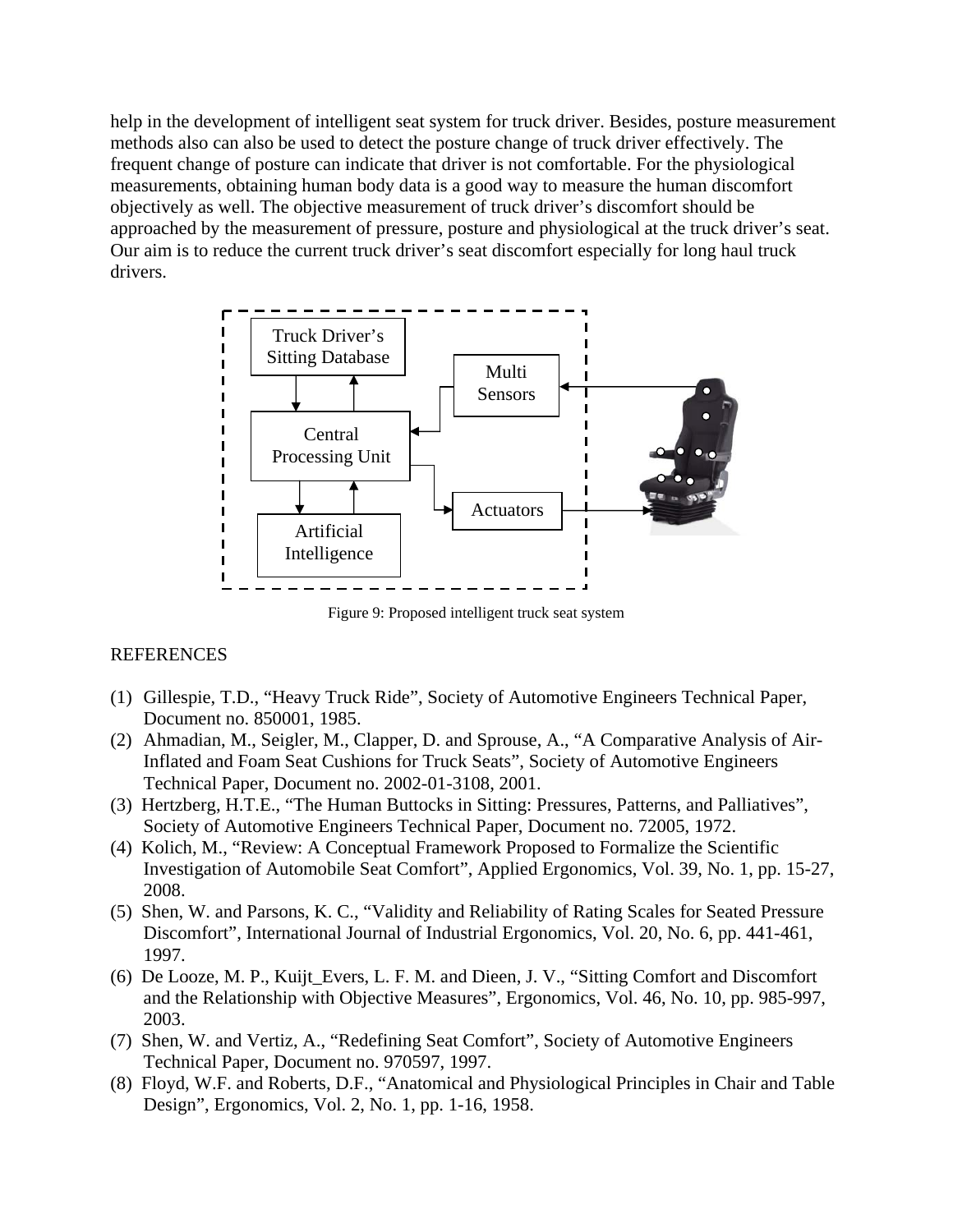help in the development of intelligent seat system for truck driver. Besides, posture measurement methods also can also be used to detect the posture change of truck driver effectively. The frequent change of posture can indicate that driver is not comfortable. For the physiological measurements, obtaining human body data is a good way to measure the human discomfort objectively as well. The objective measurement of truck driver's discomfort should be approached by the measurement of pressure, posture and physiological at the truck driver's seat. Our aim is to reduce the current truck driver's seat discomfort especially for long haul truck drivers.

Figure 9: Proposed intelligent truck seat system

REFERENCES

(1) Gillespie, T.D., "Heavy Truck Ride", Society of Automotive Engineers Technical Paper, Document no. 850001, 1985.
(2) Ahmadian, M., Seigler, M., Clapper, D. and Sprouse, A., "A Comparative Analysis of Air-Inflated and Foam Seat Cushions for Truck Seats", Society of Automotive Engineers Technical Paper, Document no. 2002-01-3108, 2001.
(3) Hertzberg, H.T.E., "The Human Buttocks in Sitting: Pressures, Patterns, and Palliatives", Society of Automotive Engineers Technical Paper, Document no. 72005, 1972.
(4) Kolich, M., "Review: A Conceptual Framework Proposed to Formalize the Scientific Investigation of Automobile Seat Comfort", Applied Ergonomics, Vol. 39, No. 1, pp. 15-27, 2008.
(5) Shen, W. and Parsons, K. C., "Validity and Reliability of Rating Scales for Seated Pressure Discomfort", International Journal of Industrial Ergonomics, Vol. 20, No. 6, pp. 441-461, 1997.
(6) De Looze, M. P., Kuijt_Evers, L. F. M. and Dieen, J. V., "Sitting Comfort and Discomfort and the Relationship with Objective Measures", Ergonomics, Vol. 46, No. 10, pp. 985-997, 2003.
(7) Shen, W. and Vertiz, A., "Redefining Seat Comfort", Society of Automotive Engineers Technical Paper, Document no. 970597, 1997.
(8) Floyd, W.F. and Roberts, D.F., "Anatomical and Physiological Principles in Chair and Table Design", Ergonomics, Vol. 2, No. 1, pp. 1-16, 1958.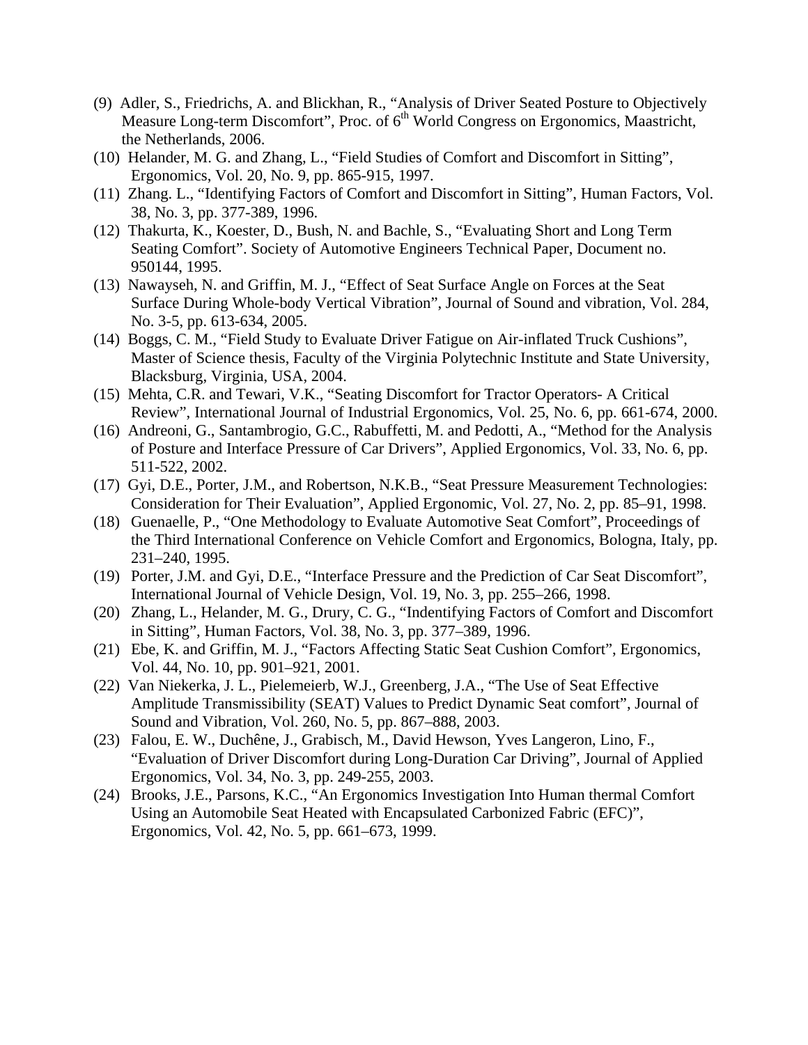(9) Adler, S., Friedrichs, A. and Blickhan, R., “Analysis of Driver Seated Posture to Objectively Measure Long-term Discomfort”, Proc. of 6th World Congress on Ergonomics, Maastricht, the Netherlands, 2006.

(10) Helander, M. G. and Zhang, L., “Field Studies of Comfort and Discomfort in Sitting”, Ergonomics, Vol. 20, No. 9, pp. 865-915, 1997.

(11) Zhang. L., “Identifying Factors of Comfort and Discomfort in Sitting”, Human Factors, Vol. 38, No. 3, pp. 377-389, 1996.

(12) Thakurta, K., Koester, D., Bush, N. and Bachle, S., “Evaluating Short and Long Term Seating Comfort”. Society of Automotive Engineers Technical Paper, Document no. 950144, 1995.

(13) Nawayseh, N. and Griffin, M. J., “Effect of Seat Surface Angle on Forces at the Seat Surface During Whole-body Vertical Vibration”, Journal of Sound and vibration, Vol. 284, No. 3-5, pp. 613-634, 2005.

(14) Boggs, C. M., “Field Study to Evaluate Driver Fatigue on Air-inflated Truck Cushions”, Master of Science thesis, Faculty of the Virginia Polytechnic Institute and State University, Blacksburg, Virginia, USA, 2004.

(15) Mehta, C.R. and Tewari, V.K., “Seating Discomfort for Tractor Operators- A Critical Review”, International Journal of Industrial Ergonomics, Vol. 25, No. 6, pp. 661-674, 2000.

(16) Andreoni, G., Santambrogio, G.C., Rabuffetti, M. and Pedotti, A., “Method for the Analysis of Posture and Interface Pressure of Car Drivers”, Applied Ergonomics, Vol. 33, No. 6, pp. 511-522, 2002.

(17) Gyi, D.E., Porter, J.M., and Robertson, N.K.B., “Seat Pressure Measurement Technologies: Consideration for Their Evaluation”, Applied Ergonomic, Vol. 27, No. 2, pp. 85–91, 1998.

(18) Guenaelle, P., “One Methodology to Evaluate Automotive Seat Comfort”, Proceedings of the Third International Conference on Vehicle Comfort and Ergonomics, Bologna, Italy, pp. 231–240, 1995.

(19) Porter, J.M. and Gyi, D.E., “Interface Pressure and the Prediction of Car Seat Discomfort”, International Journal of Vehicle Design, Vol. 19, No. 3, pp. 255–266, 1998.

(20) Zhang, L., Helander, M. G., Drury, C. G., “Indentifying Factors of Comfort and Discomfort in Sitting”, Human Factors, Vol. 38, No. 3, pp. 377–389, 1996.

(21) Ebe, K. and Griffin, M. J., “Factors Affecting Static Seat Cushion Comfort”, Ergonomics, Vol. 44, No. 10, pp. 901–921, 2001.

(22) Van Niekerka, J. L., Pielemeierb, W.J., Greenberg, J.A., “The Use of Seat Effective Amplitude Transmissibility (SEAT) Values to Predict Dynamic Seat comfort”, Journal of Sound and Vibration, Vol. 260, No. 5, pp. 867–888, 2003.

(23) Falou, E. W., Duchêne, J., Grabisch, M., David Hewson, Yves Langeron, Lino, F., “Evaluation of Driver Discomfort during Long-Duration Car Driving”, Journal of Applied Ergonomics, Vol. 34, No. 3, pp. 249-255, 2003.

(24) Brooks, J.E., Parsons, K.C., “An Ergonomics Investigation Into Human thermal Comfort Using an Automobile Seat Heated with Encapsulated Carbonized Fabric (EFC)”, Ergonomics, Vol. 42, No. 5, pp. 661–673, 1999.